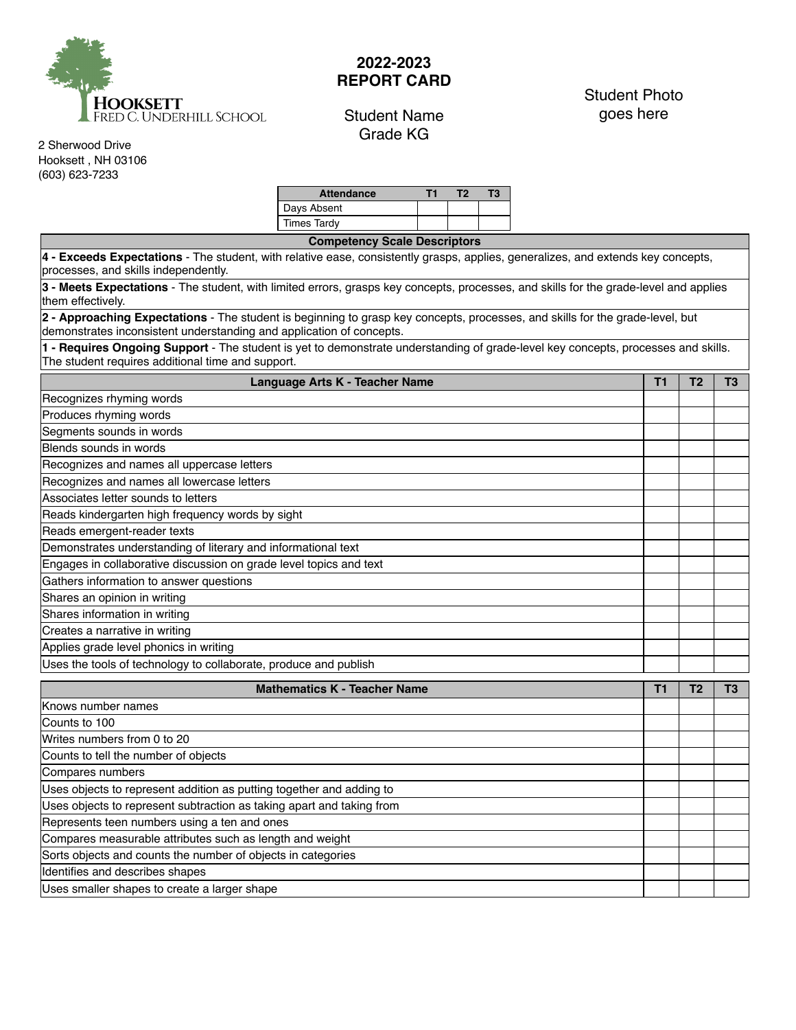**HOOKSETT**
FRED C. UNDERHILL SCHOOL

2 Sherwood Drive
Hooksett , NH 03106
(603) 623-7233

# 2022-2023
# REPORT CARD

Student Name
Grade KG

Student Photo goes here

| Attendance | T1 | T2 | T3 |
|---|---|---|---|
| Days Absent | | | |
| Times Tardy | | | |

| Competency Scale Descriptors |
|---|
| **4 - Exceeds Expectations** - The student, with relative ease, consistently grasps, applies, generalizes, and extends key concepts, processes, and skills independently. |
| **3 - Meets Expectations** - The student, with limited errors, grasps key concepts, processes, and skills for the grade-level and applies them effectively. |
| **2 - Approaching Expectations** - The student is beginning to grasp key concepts, processes, and skills for the grade-level, but demonstrates inconsistent understanding and application of concepts. |
| **1 - Requires Ongoing Support** - The student is yet to demonstrate understanding of grade-level key concepts, processes and skills. The student requires additional time and support. |

| Language Arts K - Teacher Name | T1 | T2 | T3 |
|---|---|---|---|
| Recognizes rhyming words | | | |
| Produces rhyming words | | | |
| Segments sounds in words | | | |
| Blends sounds in words | | | |
| Recognizes and names all uppercase letters | | | |
| Recognizes and names all lowercase letters | | | |
| Associates letter sounds to letters | | | |
| Reads kindergarten high frequency words by sight | | | |
| Reads emergent-reader texts | | | |
| Demonstrates understanding of literary and informational text | | | |
| Engages in collaborative discussion on grade level topics and text | | | |
| Gathers information to answer questions | | | |
| Shares an opinion in writing | | | |
| Shares information in writing | | | |
| Creates a narrative in writing | | | |
| Applies grade level phonics in writing | | | |
| Uses the tools of technology to collaborate, produce and publish | | | |

| Mathematics K - Teacher Name | T1 | T2 | T3 |
|---|---|---|---|
| Knows number names | | | |
| Counts to 100 | | | |
| Writes numbers from 0 to 20 | | | |
| Counts to tell the number of objects | | | |
| Compares numbers | | | |
| Uses objects to represent addition as putting together and adding to | | | |
| Uses objects to represent subtraction as taking apart and taking from | | | |
| Represents teen numbers using a ten and ones | | | |
| Compares measurable attributes such as length and weight | | | |
| Sorts objects and counts the number of objects in categories | | | |
| Identifies and describes shapes | | | |
| Uses smaller shapes to create a larger shape | | | |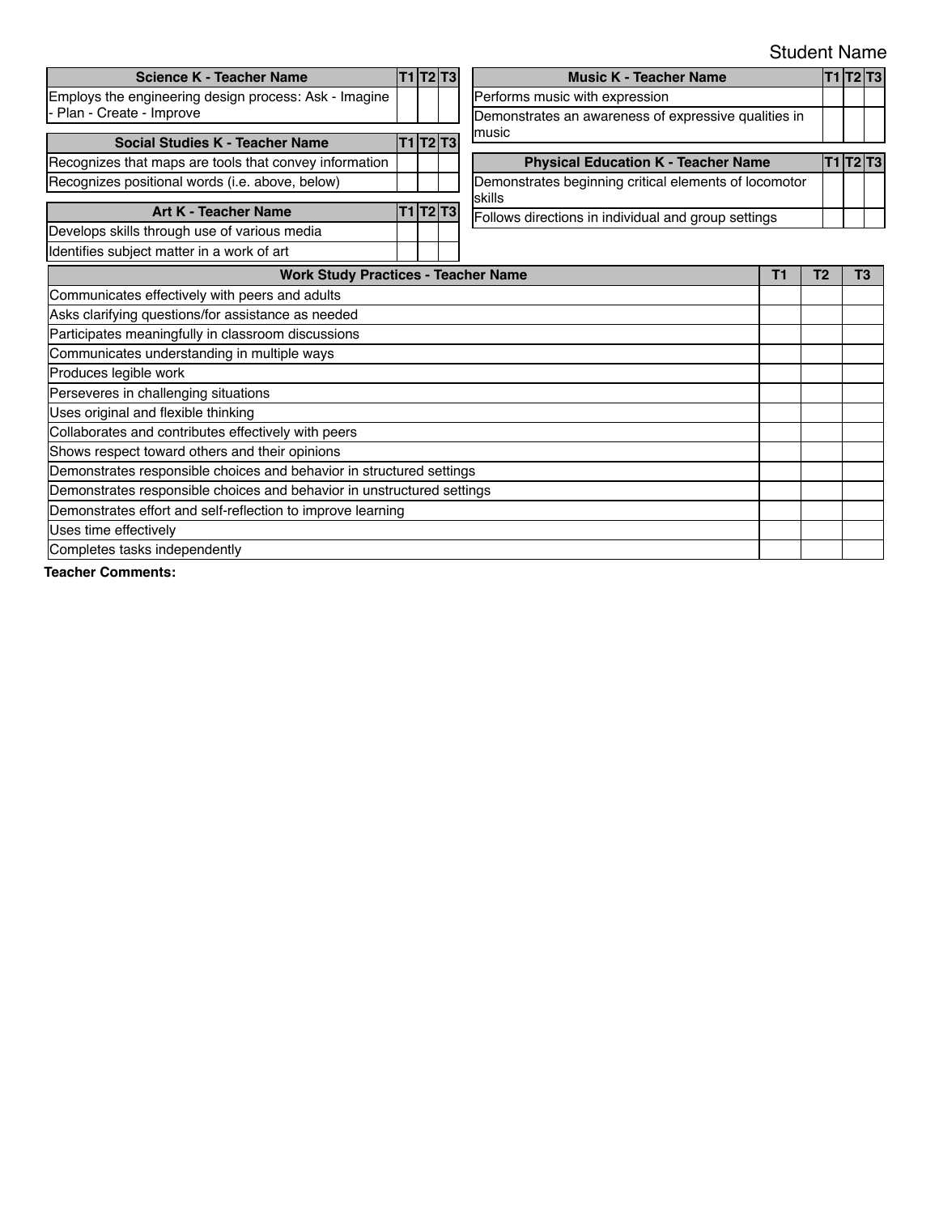Student Name

| Science K - Teacher Name | T1 | T2 | T3 |
|---|---|---|---|
| Employs the engineering design process: Ask - Imagine - Plan - Create - Improve | | | |

| Social Studies K - Teacher Name | T1 | T2 | T3 |
|---|---|---|---|
| Recognizes that maps are tools that convey information | | | |
| Recognizes positional words (i.e. above, below) | | | |

| Art K - Teacher Name | T1 | T2 | T3 |
|---|---|---|---|
| Develops skills through use of various media | | | |
| Identifies subject matter in a work of art | | | |

| Music K - Teacher Name | T1 | T2 | T3 |
|---|---|---|---|
| Performs music with expression | | | |
| Demonstrates an awareness of expressive qualities in music | | | |

| Physical Education K - Teacher Name | T1 | T2 | T3 |
|---|---|---|---|
| Demonstrates beginning critical elements of locomotor skills | | | |
| Follows directions in individual and group settings | | | |

| Work Study Practices - Teacher Name | T1 | T2 | T3 |
|---|---|---|---|
| Communicates effectively with peers and adults | | | |
| Asks clarifying questions/for assistance as needed | | | |
| Participates meaningfully in classroom discussions | | | |
| Communicates understanding in multiple ways | | | |
| Produces legible work | | | |
| Perseveres in challenging situations | | | |
| Uses original and flexible thinking | | | |
| Collaborates and contributes effectively with peers | | | |
| Shows respect toward others and their opinions | | | |
| Demonstrates responsible choices and behavior in structured settings | | | |
| Demonstrates responsible choices and behavior in unstructured settings | | | |
| Demonstrates effort and self-reflection to improve learning | | | |
| Uses time effectively | | | |
| Completes tasks independently | | | |

**Teacher Comments:**